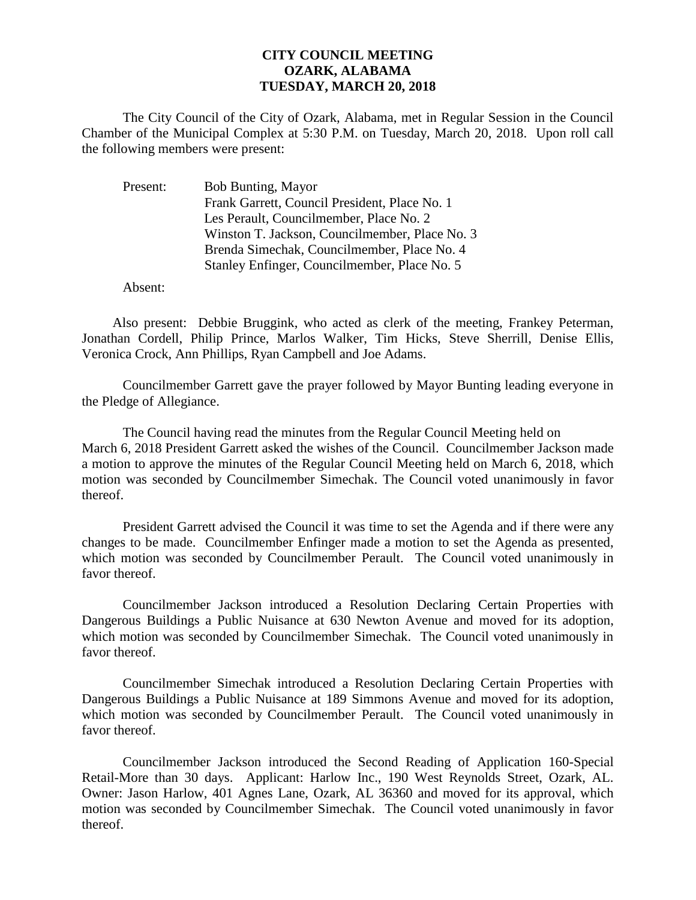# CITY COUNCIL MEETING
# OZARK, ALABAMA
# TUESDAY, MARCH 20, 2018

The City Council of the City of Ozark, Alabama, met in Regular Session in the Council Chamber of the Municipal Complex at 5:30 P.M. on Tuesday, March 20, 2018. Upon roll call the following members were present:

Present: Bob Bunting, Mayor
Frank Garrett, Council President, Place No. 1
Les Perault, Councilmember, Place No. 2
Winston T. Jackson, Councilmember, Place No. 3
Brenda Simechak, Councilmember, Place No. 4
Stanley Enfinger, Councilmember, Place No. 5

Absent:

Also present: Debbie Bruggink, who acted as clerk of the meeting, Frankey Peterman, Jonathan Cordell, Philip Prince, Marlos Walker, Tim Hicks, Steve Sherrill, Denise Ellis, Veronica Crock, Ann Phillips, Ryan Campbell and Joe Adams.

Councilmember Garrett gave the prayer followed by Mayor Bunting leading everyone in the Pledge of Allegiance.

The Council having read the minutes from the Regular Council Meeting held on March 6, 2018 President Garrett asked the wishes of the Council. Councilmember Jackson made a motion to approve the minutes of the Regular Council Meeting held on March 6, 2018, which motion was seconded by Councilmember Simechak. The Council voted unanimously in favor thereof.

President Garrett advised the Council it was time to set the Agenda and if there were any changes to be made. Councilmember Enfinger made a motion to set the Agenda as presented, which motion was seconded by Councilmember Perault. The Council voted unanimously in favor thereof.

Councilmember Jackson introduced a Resolution Declaring Certain Properties with Dangerous Buildings a Public Nuisance at 630 Newton Avenue and moved for its adoption, which motion was seconded by Councilmember Simechak. The Council voted unanimously in favor thereof.

Councilmember Simechak introduced a Resolution Declaring Certain Properties with Dangerous Buildings a Public Nuisance at 189 Simmons Avenue and moved for its adoption, which motion was seconded by Councilmember Perault. The Council voted unanimously in favor thereof.

Councilmember Jackson introduced the Second Reading of Application 160-Special Retail-More than 30 days. Applicant: Harlow Inc., 190 West Reynolds Street, Ozark, AL. Owner: Jason Harlow, 401 Agnes Lane, Ozark, AL 36360 and moved for its approval, which motion was seconded by Councilmember Simechak. The Council voted unanimously in favor thereof.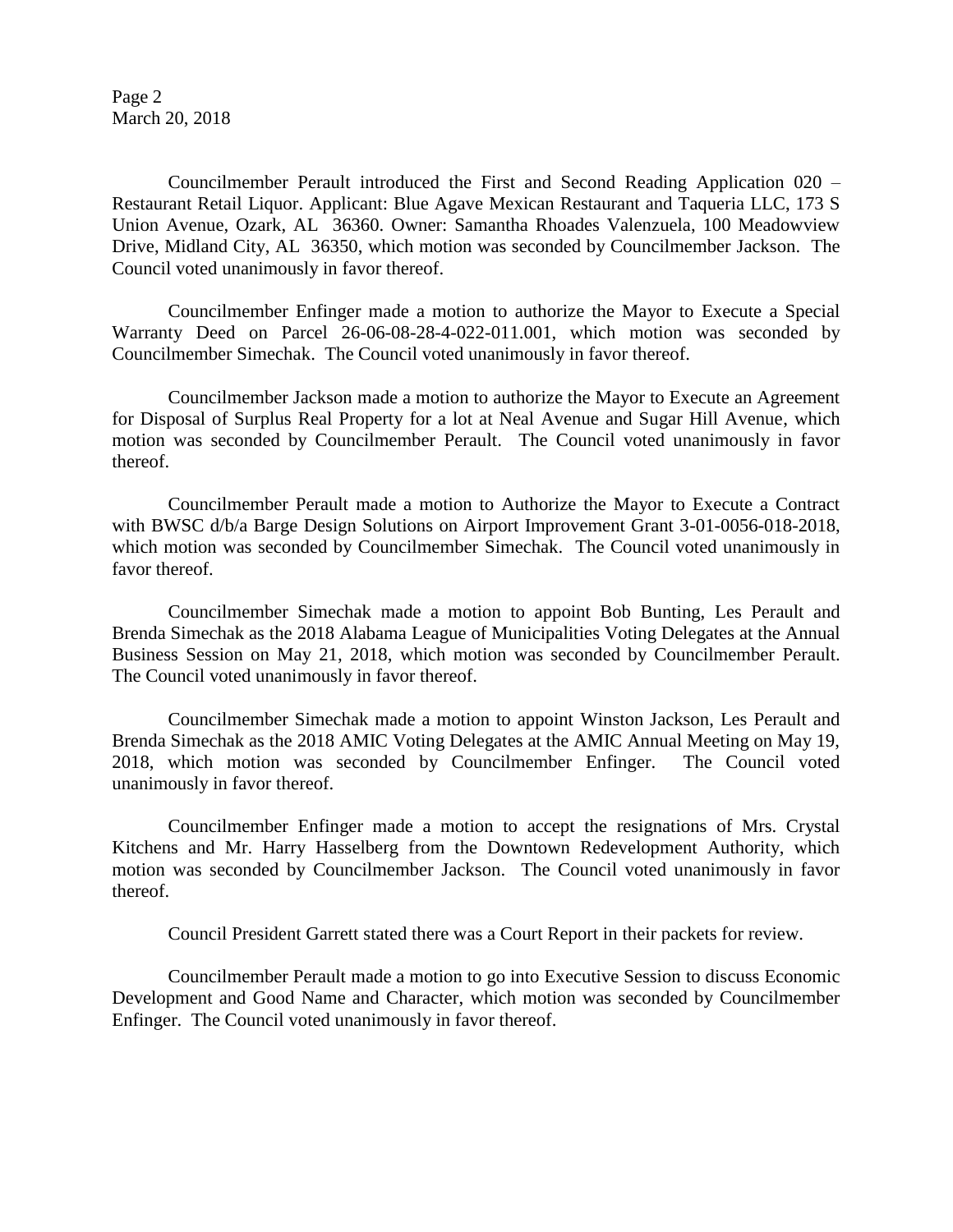Councilmember Perault introduced the First and Second Reading Application 020 – Restaurant Retail Liquor. Applicant: Blue Agave Mexican Restaurant and Taqueria LLC, 173 S Union Avenue, Ozark, AL 36360. Owner: Samantha Rhoades Valenzuela, 100 Meadowview Drive, Midland City, AL 36350, which motion was seconded by Councilmember Jackson. The Council voted unanimously in favor thereof.

Councilmember Enfinger made a motion to authorize the Mayor to Execute a Special Warranty Deed on Parcel 26-06-08-28-4-022-011.001, which motion was seconded by Councilmember Simechak. The Council voted unanimously in favor thereof.

Councilmember Jackson made a motion to authorize the Mayor to Execute an Agreement for Disposal of Surplus Real Property for a lot at Neal Avenue and Sugar Hill Avenue, which motion was seconded by Councilmember Perault. The Council voted unanimously in favor thereof.

Councilmember Perault made a motion to Authorize the Mayor to Execute a Contract with BWSC d/b/a Barge Design Solutions on Airport Improvement Grant 3-01-0056-018-2018, which motion was seconded by Councilmember Simechak. The Council voted unanimously in favor thereof.

Councilmember Simechak made a motion to appoint Bob Bunting, Les Perault and Brenda Simechak as the 2018 Alabama League of Municipalities Voting Delegates at the Annual Business Session on May 21, 2018, which motion was seconded by Councilmember Perault. The Council voted unanimously in favor thereof.

Councilmember Simechak made a motion to appoint Winston Jackson, Les Perault and Brenda Simechak as the 2018 AMIC Voting Delegates at the AMIC Annual Meeting on May 19, 2018, which motion was seconded by Councilmember Enfinger. The Council voted unanimously in favor thereof.

Councilmember Enfinger made a motion to accept the resignations of Mrs. Crystal Kitchens and Mr. Harry Hasselberg from the Downtown Redevelopment Authority, which motion was seconded by Councilmember Jackson. The Council voted unanimously in favor thereof.

Council President Garrett stated there was a Court Report in their packets for review.

Councilmember Perault made a motion to go into Executive Session to discuss Economic Development and Good Name and Character, which motion was seconded by Councilmember Enfinger. The Council voted unanimously in favor thereof.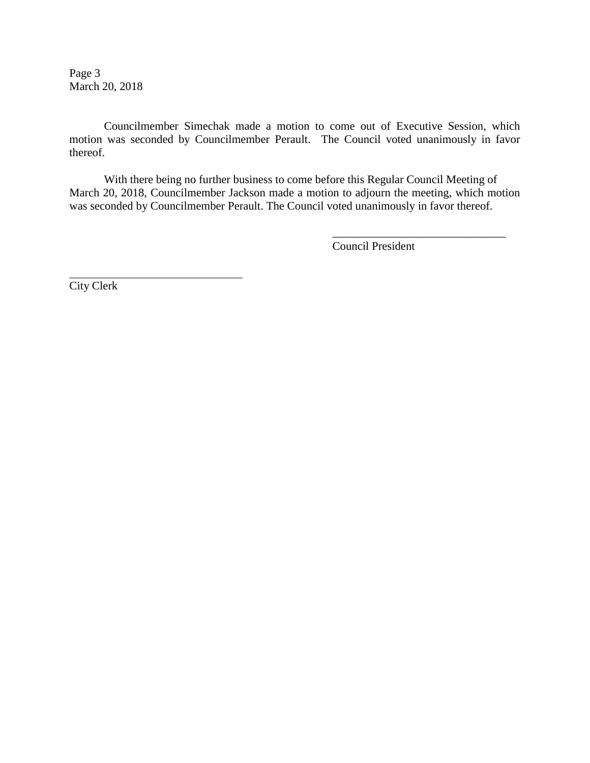Councilmember Simechak made a motion to come out of Executive Session, which motion was seconded by Councilmember Perault. The Council voted unanimously in favor thereof.

With there being no further business to come before this Regular Council Meeting of March 20, 2018, Councilmember Jackson made a motion to adjourn the meeting, which motion was seconded by Councilmember Perault. The Council voted unanimously in favor thereof.

\_\_\_\_\_\_\_\_\_\_\_\_\_\_\_\_\_\_\_\_\_\_\_\_\_\_\_\_\_\_\_\_

Council President

\_\_\_\_\_\_\_\_\_\_\_\_\_\_\_\_\_\_\_\_\_\_\_\_\_\_\_\_\_\_\_\_

City Clerk